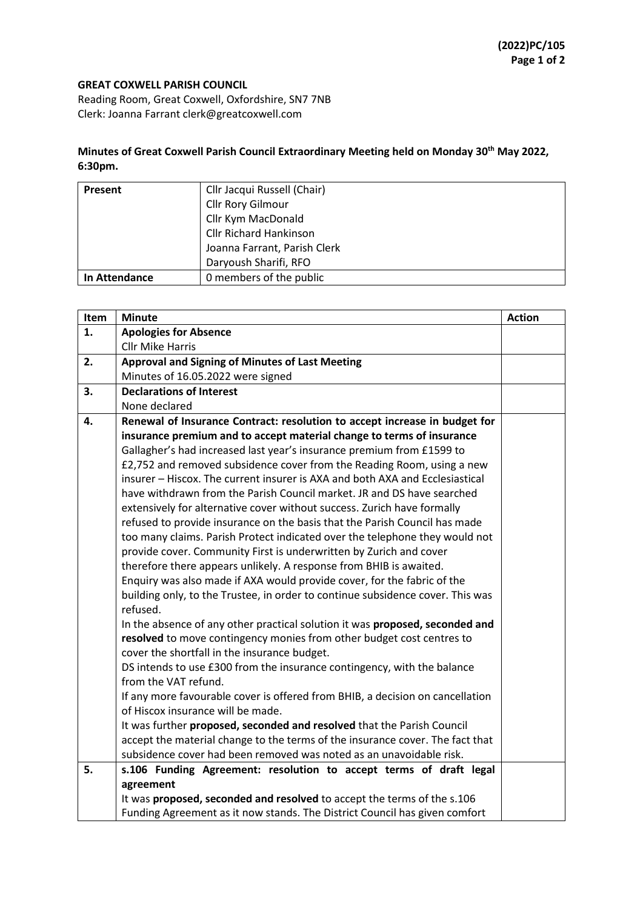**(2022)PC/105**

**GREAT COXWELL PARISH COUNCIL**
Reading Room, Great Coxwell, Oxfordshire, SN7 7NB
Clerk: Joanna Farrant clerk@greatcoxwell.com

**Minutes of Great Coxwell Parish Council Extraordinary Meeting held on Monday 30th May 2022, 6:30pm.**

| **Present** | Cllr Jacqui Russell (Chair)<br>Cllr Rory Gilmour<br>Cllr Kym MacDonald<br>Cllr Richard Hankinson<br>Joanna Farrant, Parish Clerk<br>Daryoush Sharifi, RFO |
|---|---|
| **In Attendance** | 0 members of the public |

| Item | Minute | Action |
|---|---|---|
| **1.** | **Apologies for Absence**<br>Cllr Mike Harris | |
| **2.** | **Approval and Signing of Minutes of Last Meeting**<br>Minutes of 16.05.2022 were signed | |
| **3.** | **Declarations of Interest**<br>None declared | |
| **4.** | **Renewal of Insurance Contract: resolution to accept increase in budget for insurance premium and to accept material change to terms of insurance**<br>Gallagher's had increased last year's insurance premium from £1599 to £2,752 and removed subsidence cover from the Reading Room, using a new insurer – Hiscox. The current insurer is AXA and both AXA and Ecclesiastical have withdrawn from the Parish Council market. JR and DS have searched extensively for alternative cover without success. Zurich have formally refused to provide insurance on the basis that the Parish Council has made too many claims. Parish Protect indicated over the telephone they would not provide cover. Community First is underwritten by Zurich and cover therefore there appears unlikely. A response from BHIB is awaited.<br>Enquiry was also made if AXA would provide cover, for the fabric of the building only, to the Trustee, in order to continue subsidence cover. This was refused.<br>In the absence of any other practical solution it was **proposed, seconded and resolved** to move contingency monies from other budget cost centres to cover the shortfall in the insurance budget.<br>DS intends to use £300 from the insurance contingency, with the balance from the VAT refund.<br>If any more favourable cover is offered from BHIB, a decision on cancellation of Hiscox insurance will be made.<br>It was further **proposed, seconded and resolved** that the Parish Council accept the material change to the terms of the insurance cover. The fact that subsidence cover had been removed was noted as an unavoidable risk. | |
| **5.** | **s.106 Funding Agreement: resolution to accept terms of draft legal agreement**<br>It was **proposed, seconded and resolved** to accept the terms of the s.106 Funding Agreement as it now stands. The District Council has given comfort | |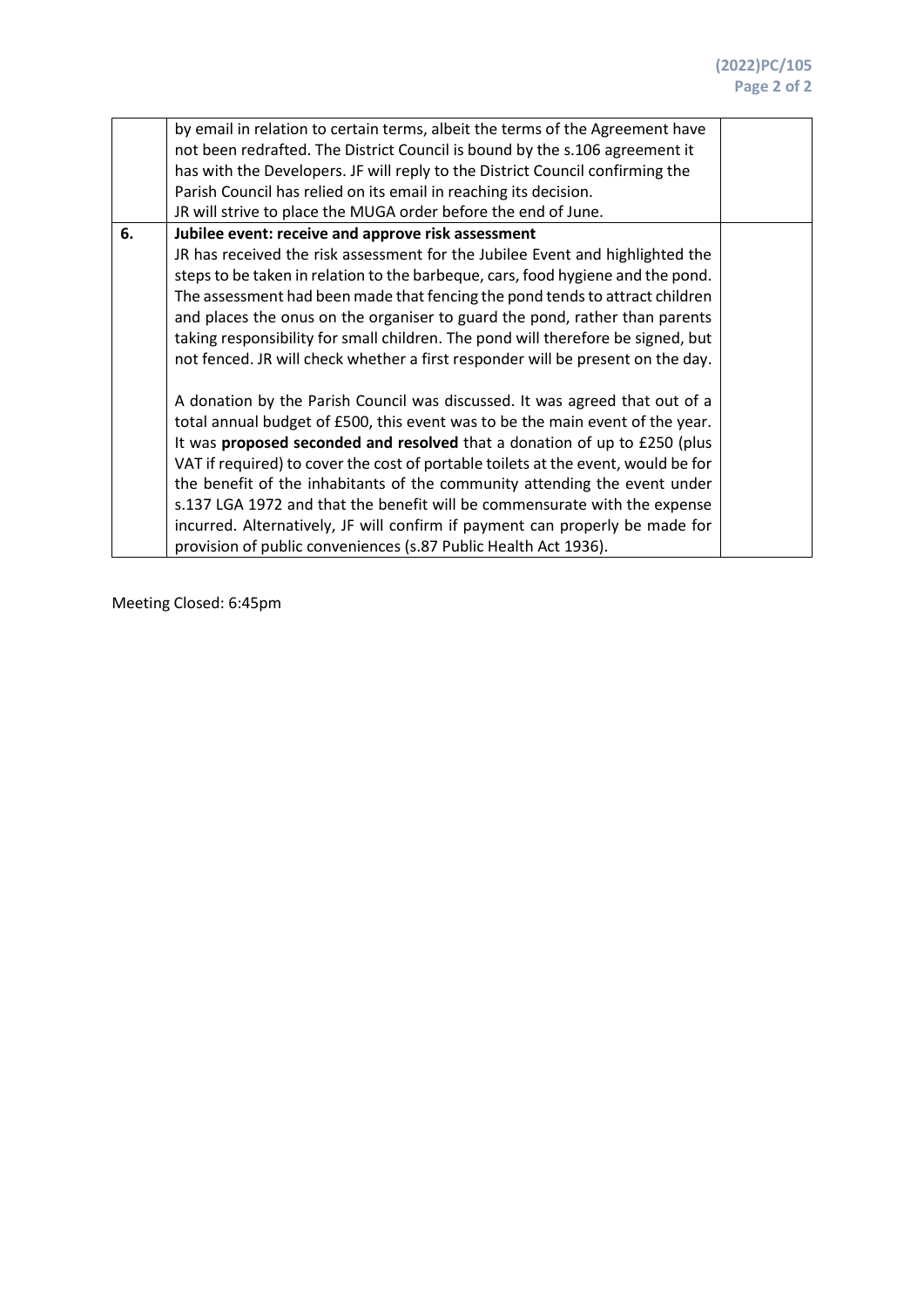| | | |
|---|---|---|
| | by email in relation to certain terms, albeit the terms of the Agreement have not been redrafted. The District Council is bound by the s.106 agreement it has with the Developers. JF will reply to the District Council confirming the Parish Council has relied on its email in reaching its decision.<br>JR will strive to place the MUGA order before the end of June. | |
| **6.** | **Jubilee event: receive and approve risk assessment**<br>JR has received the risk assessment for the Jubilee Event and highlighted the steps to be taken in relation to the barbeque, cars, food hygiene and the pond. The assessment had been made that fencing the pond tends to attract children and places the onus on the organiser to guard the pond, rather than parents taking responsibility for small children. The pond will therefore be signed, but not fenced. JR will check whether a first responder will be present on the day.<br><br>A donation by the Parish Council was discussed. It was agreed that out of a total annual budget of £500, this event was to be the main event of the year. It was **proposed seconded and resolved** that a donation of up to £250 (plus VAT if required) to cover the cost of portable toilets at the event, would be for the benefit of the inhabitants of the community attending the event under s.137 LGA 1972 and that the benefit will be commensurate with the expense incurred. Alternatively, JF will confirm if payment can properly be made for provision of public conveniences (s.87 Public Health Act 1936). | |

Meeting Closed: 6:45pm